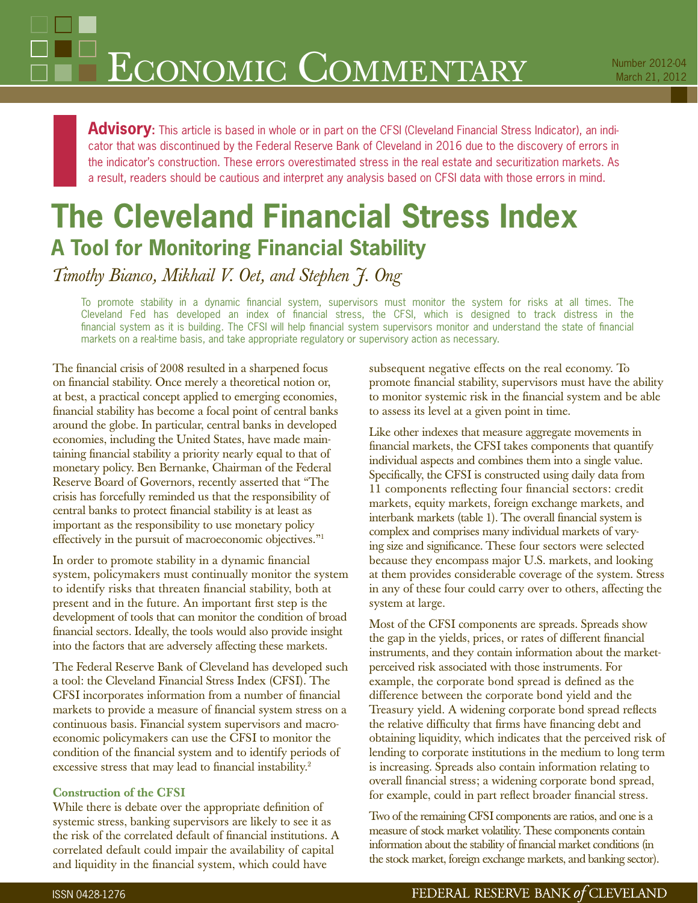# Economic Commentary

Number 2012-04
March 21, 2012

**Advisory:** This article is based in whole or in part on the CFSI (Cleveland Financial Stress Indicator), an indicator that was discontinued by the Federal Reserve Bank of Cleveland in 2016 due to the discovery of errors in the indicator's construction. These errors overestimated stress in the real estate and securitization markets. As a result, readers should be cautious and interpret any analysis based on CFSI data with those errors in mind.

# The Cleveland Financial Stress Index

## A Tool for Monitoring Financial Stability

*Timothy Bianco, Mikhail V. Oet, and Stephen J. Ong*

To promote stability in a dynamic financial system, supervisors must monitor the system for risks at all times. The Cleveland Fed has developed an index of financial stress, the CFSI, which is designed to track distress in the financial system as it is building. The CFSI will help financial system supervisors monitor and understand the state of financial markets on a real-time basis, and take appropriate regulatory or supervisory action as necessary.

The financial crisis of 2008 resulted in a sharpened focus on financial stability. Once merely a theoretical notion or, at best, a practical concept applied to emerging economies, financial stability has become a focal point of central banks around the globe. In particular, central banks in developed economies, including the United States, have made maintaining financial stability a priority nearly equal to that of monetary policy. Ben Bernanke, Chairman of the Federal Reserve Board of Governors, recently asserted that "The crisis has forcefully reminded us that the responsibility of central banks to protect financial stability is at least as important as the responsibility to use monetary policy effectively in the pursuit of macroeconomic objectives."[1]

In order to promote stability in a dynamic financial system, policymakers must continually monitor the system to identify risks that threaten financial stability, both at present and in the future. An important first step is the development of tools that can monitor the condition of broad financial sectors. Ideally, the tools would also provide insight into the factors that are adversely affecting these markets.

The Federal Reserve Bank of Cleveland has developed such a tool: the Cleveland Financial Stress Index (CFSI). The CFSI incorporates information from a number of financial markets to provide a measure of financial system stress on a continuous basis. Financial system supervisors and macroeconomic policymakers can use the CFSI to monitor the condition of the financial system and to identify periods of excessive stress that may lead to financial instability.[2]

### Construction of the CFSI

While there is debate over the appropriate definition of systemic stress, banking supervisors are likely to see it as the risk of the correlated default of financial institutions. A correlated default could impair the availability of capital and liquidity in the financial system, which could have subsequent negative effects on the real economy. To promote financial stability, supervisors must have the ability to monitor systemic risk in the financial system and be able to assess its level at a given point in time.

Like other indexes that measure aggregate movements in financial markets, the CFSI takes components that quantify individual aspects and combines them into a single value. Specifically, the CFSI is constructed using daily data from 11 components reflecting four financial sectors: credit markets, equity markets, foreign exchange markets, and interbank markets (table 1). The overall financial system is complex and comprises many individual markets of varying size and significance. These four sectors were selected because they encompass major U.S. markets, and looking at them provides considerable coverage of the system. Stress in any of these four could carry over to others, affecting the system at large.

Most of the CFSI components are spreads. Spreads show the gap in the yields, prices, or rates of different financial instruments, and they contain information about the market-perceived risk associated with those instruments. For example, the corporate bond spread is defined as the difference between the corporate bond yield and the Treasury yield. A widening corporate bond spread reflects the relative difficulty that firms have financing debt and obtaining liquidity, which indicates that the perceived risk of lending to corporate institutions in the medium to long term is increasing. Spreads also contain information relating to overall financial stress; a widening corporate bond spread, for example, could in part reflect broader financial stress.

Two of the remaining CFSI components are ratios, and one is a measure of stock market volatility. These components contain information about the stability of financial market conditions (in the stock market, foreign exchange markets, and banking sector).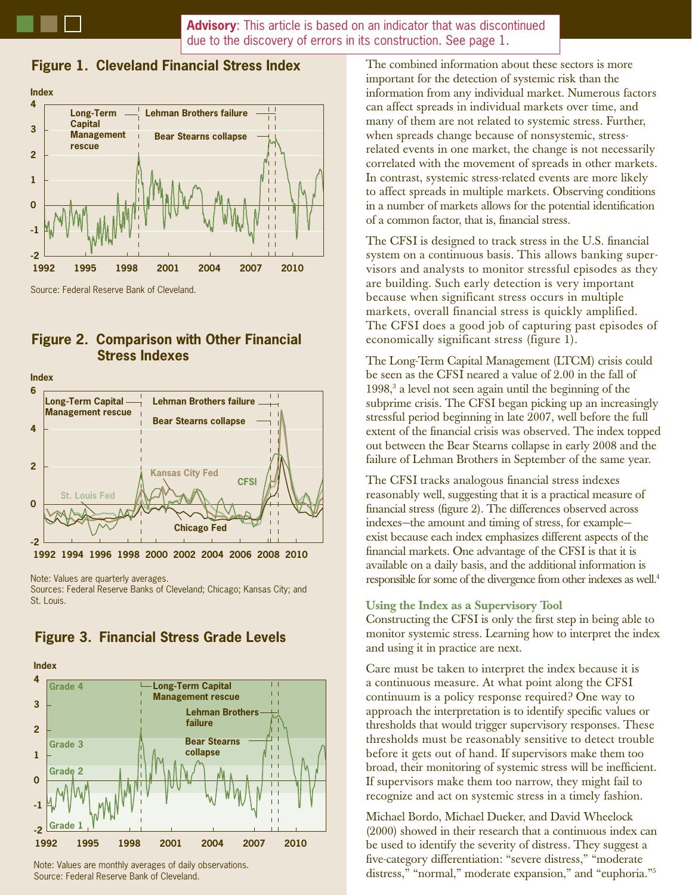**Advisory**: This article is based on an indicator that was discontinued due to the discovery of errors in its construction. See page 1.

## Figure 1. Cleveland Financial Stress Index

Source: Federal Reserve Bank of Cleveland.

## Figure 2. Comparison with Other Financial Stress Indexes

Note: Values are quarterly averages.
Sources: Federal Reserve Banks of Cleveland; Chicago; Kansas City; and St. Louis.

## Figure 3. Financial Stress Grade Levels

Note: Values are monthly averages of daily observations.
Source: Federal Reserve Bank of Cleveland.

The combined information about these sectors is more important for the detection of systemic risk than the information from any individual market. Numerous factors can affect spreads in individual markets over time, and many of them are not related to systemic stress. Further, when spreads change because of nonsystemic, stress-related events in one market, the change is not necessarily correlated with the movement of spreads in other markets. In contrast, systemic stress-related events are more likely to affect spreads in multiple markets. Observing conditions in a number of markets allows for the potential identification of a common factor, that is, financial stress.

The CFSI is designed to track stress in the U.S. financial system on a continuous basis. This allows banking supervisors and analysts to monitor stressful episodes as they are building. Such early detection is very important because when significant stress occurs in multiple markets, overall financial stress is quickly amplified. The CFSI does a good job of capturing past episodes of economically significant stress (figure 1).

The Long-Term Capital Management (LTCM) crisis could be seen as the CFSI neared a value of 2.00 in the fall of 1998,[3] a level not seen again until the beginning of the subprime crisis. The CFSI began picking up an increasingly stressful period beginning in late 2007, well before the full extent of the financial crisis was observed. The index topped out between the Bear Stearns collapse in early 2008 and the failure of Lehman Brothers in September of the same year.

The CFSI tracks analogous financial stress indexes reasonably well, suggesting that it is a practical measure of financial stress (figure 2). The differences observed across indexes—the amount and timing of stress, for example—exist because each index emphasizes different aspects of the financial markets. One advantage of the CFSI is that it is available on a daily basis, and the additional information is responsible for some of the divergence from other indexes as well.[4]

### Using the Index as a Supervisory Tool

Constructing the CFSI is only the first step in being able to monitor systemic stress. Learning how to interpret the index and using it in practice are next.

Care must be taken to interpret the index because it is a continuous measure. At what point along the CFSI continuum is a policy response required? One way to approach the interpretation is to identify specific values or thresholds that would trigger supervisory responses. These thresholds must be reasonably sensitive to detect trouble before it gets out of hand. If supervisors make them too broad, their monitoring of systemic stress will be inefficient. If supervisors make them too narrow, they might fail to recognize and act on systemic stress in a timely fashion.

Michael Bordo, Michael Dueker, and David Wheelock (2000) showed in their research that a continuous index can be used to identify the severity of distress. They suggest a five-category differentiation: "severe distress," "moderate distress," "normal," moderate expansion," and "euphoria."[5]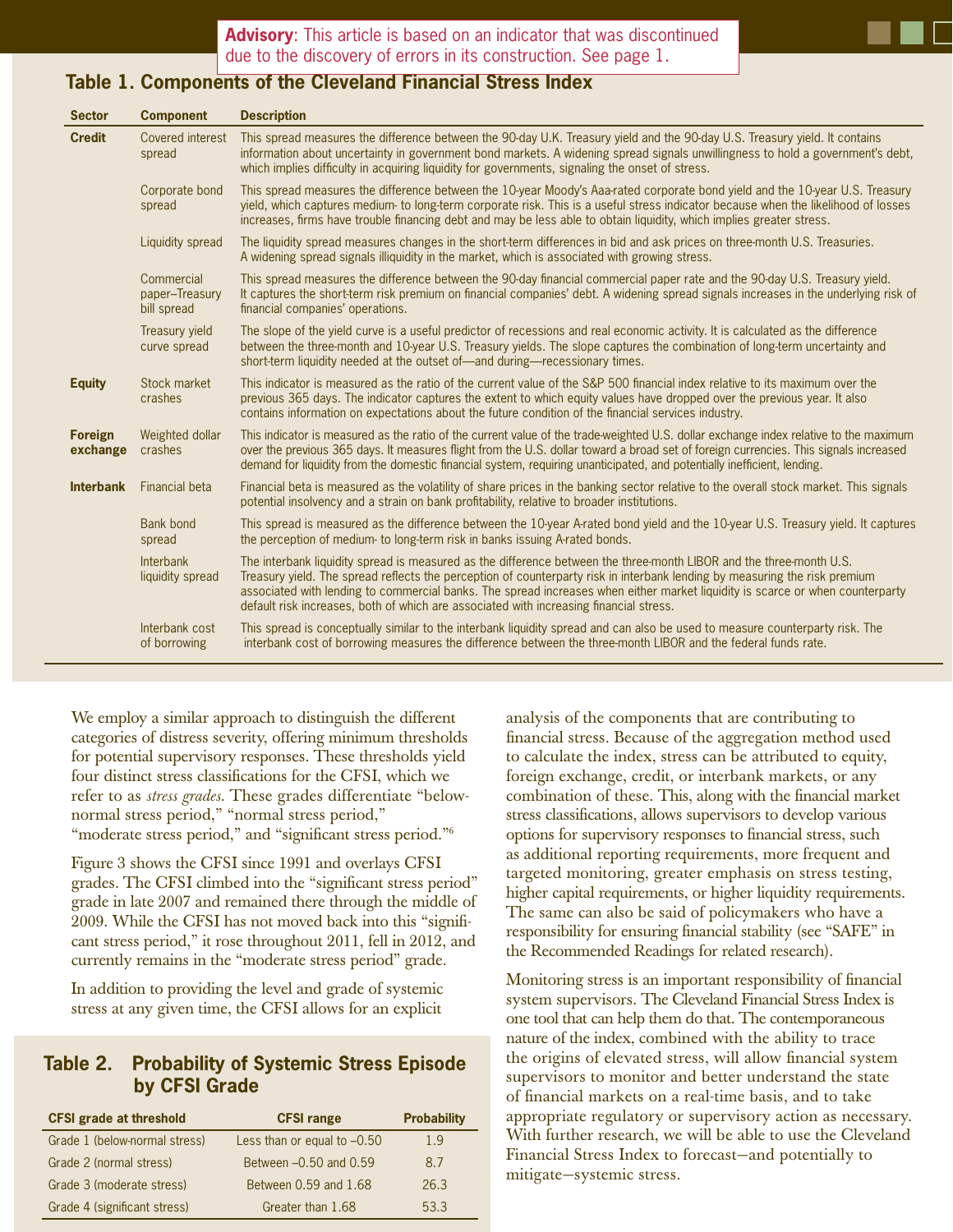**Advisory**: This article is based on an indicator that was discontinued due to the discovery of errors in its construction. See page 1.

## Table 1. Components of the Cleveland Financial Stress Index

| Sector | Component | Description |
|---|---|---|
| **Credit** | Covered interest spread | This spread measures the difference between the 90-day U.K. Treasury yield and the 90-day U.S. Treasury yield. It contains information about uncertainty in government bond markets. A widening spread signals unwillingness to hold a government's debt, which implies difficulty in acquiring liquidity for governments, signaling the onset of stress. |
| | Corporate bond spread | This spread measures the difference between the 10-year Moody's Aaa-rated corporate bond yield and the 10-year U.S. Treasury yield, which captures medium- to long-term corporate risk. This is a useful stress indicator because when the likelihood of losses increases, firms have trouble financing debt and may be less able to obtain liquidity, which implies greater stress. |
| | Liquidity spread | The liquidity spread measures changes in the short-term differences in bid and ask prices on three-month U.S. Treasuries. A widening spread signals illiquidity in the market, which is associated with growing stress. |
| | Commercial paper–Treasury bill spread | This spread measures the difference between the 90-day financial commercial paper rate and the 90-day U.S. Treasury yield. It captures the short-term risk premium on financial companies' debt. A widening spread signals increases in the underlying risk of financial companies' operations. |
| | Treasury yield curve spread | The slope of the yield curve is a useful predictor of recessions and real economic activity. It is calculated as the difference between the three-month and 10-year U.S. Treasury yields. The slope captures the combination of long-term uncertainty and short-term liquidity needed at the outset of—and during—recessionary times. |
| **Equity** | Stock market crashes | This indicator is measured as the ratio of the current value of the S&P 500 financial index relative to its maximum over the previous 365 days. The indicator captures the extent to which equity values have dropped over the previous year. It also contains information on expectations about the future condition of the financial services industry. |
| **Foreign exchange** | Weighted dollar crashes | This indicator is measured as the ratio of the current value of the trade-weighted U.S. dollar exchange index relative to the maximum over the previous 365 days. It measures flight from the U.S. dollar toward a broad set of foreign currencies. This signals increased demand for liquidity from the domestic financial system, requiring unanticipated, and potentially inefficient, lending. |
| **Interbank** | Financial beta | Financial beta is measured as the volatility of share prices in the banking sector relative to the overall stock market. This signals potential insolvency and a strain on bank profitability, relative to broader institutions. |
| | Bank bond spread | This spread is measured as the difference between the 10-year A-rated bond yield and the 10-year U.S. Treasury yield. It captures the perception of medium- to long-term risk in banks issuing A-rated bonds. |
| | Interbank liquidity spread | The interbank liquidity spread is measured as the difference between the three-month LIBOR and the three-month U.S. Treasury yield. The spread reflects the perception of counterparty risk in interbank lending by measuring the risk premium associated with lending to commercial banks. The spread increases when either market liquidity is scarce or when counterparty default risk increases, both of which are associated with increasing financial stress. |
| | Interbank cost of borrowing | This spread is conceptually similar to the interbank liquidity spread and can also be used to measure counterparty risk. The interbank cost of borrowing measures the difference between the three-month LIBOR and the federal funds rate. |

We employ a similar approach to distinguish the different categories of distress severity, offering minimum thresholds for potential supervisory responses. These thresholds yield four distinct stress classifications for the CFSI, which we refer to as *stress grades*. These grades differentiate "below-normal stress period," "normal stress period," "moderate stress period," and "significant stress period."[6]

Figure 3 shows the CFSI since 1991 and overlays CFSI grades. The CFSI climbed into the "significant stress period" grade in late 2007 and remained there through the middle of 2009. While the CFSI has not moved back into this "significant stress period," it rose throughout 2011, fell in 2012, and currently remains in the "moderate stress period" grade.

In addition to providing the level and grade of systemic stress at any given time, the CFSI allows for an explicit analysis of the components that are contributing to financial stress. Because of the aggregation method used to calculate the index, stress can be attributed to equity, foreign exchange, credit, or interbank markets, or any combination of these. This, along with the financial market stress classifications, allows supervisors to develop various options for supervisory responses to financial stress, such as additional reporting requirements, more frequent and targeted monitoring, greater emphasis on stress testing, higher capital requirements, or higher liquidity requirements. The same can also be said of policymakers who have a responsibility for ensuring financial stability (see "SAFE" in the Recommended Readings for related research).

Monitoring stress is an important responsibility of financial system supervisors. The Cleveland Financial Stress Index is one tool that can help them do that. The contemporaneous nature of the index, combined with the ability to trace the origins of elevated stress, will allow financial system supervisors to monitor and better understand the state of financial markets on a real-time basis, and to take appropriate regulatory or supervisory action as necessary. With further research, we will be able to use the Cleveland Financial Stress Index to forecast—and potentially to mitigate—systemic stress.

## Table 2. Probability of Systemic Stress Episode by CFSI Grade

| CFSI grade at threshold | CFSI range | Probability |
|---|---|---|
| Grade 1 (below-normal stress) | Less than or equal to –0.50 | 1.9 |
| Grade 2 (normal stress) | Between –0.50 and 0.59 | 8.7 |
| Grade 3 (moderate stress) | Between 0.59 and 1.68 | 26.3 |
| Grade 4 (significant stress) | Greater than 1.68 | 53.3 |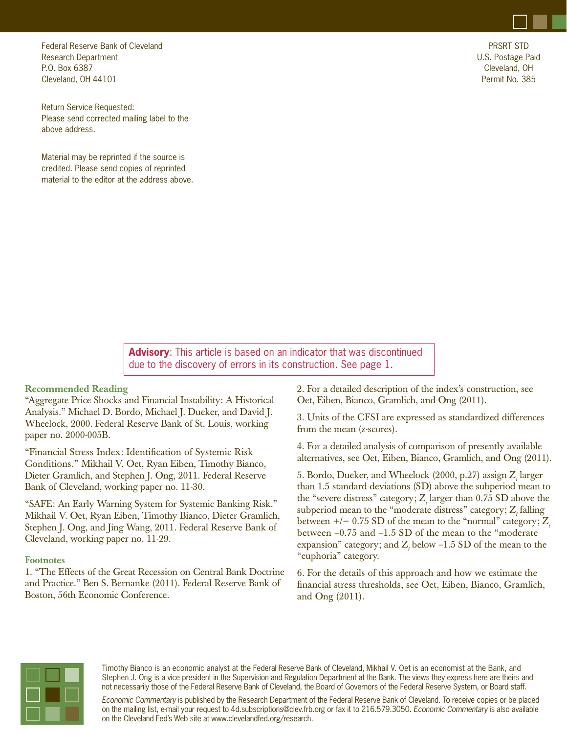Federal Reserve Bank of Cleveland
Research Department
P.O. Box 6387
Cleveland, OH 44101

PRSRT STD
U.S. Postage Paid
Cleveland, OH
Permit No. 385

Return Service Requested:
Please send corrected mailing label to the above address.

Material may be reprinted if the source is credited. Please send copies of reprinted material to the editor at the address above.

**Advisory**: This article is based on an indicator that was discontinued due to the discovery of errors in its construction. See page 1.

### Recommended Reading

"Aggregate Price Shocks and Financial Instability: A Historical Analysis." Michael D. Bordo, Michael J. Dueker, and David J. Wheelock, 2000. Federal Reserve Bank of St. Louis, working paper no. 2000-005B.

"Financial Stress Index: Identification of Systemic Risk Conditions." Mikhail V. Oet, Ryan Eiben, Timothy Bianco, Dieter Gramlich, and Stephen J. Ong, 2011. Federal Reserve Bank of Cleveland, working paper no. 11-30.

"SAFE: An Early Warning System for Systemic Banking Risk." Mikhail V. Oet, Ryan Eiben, Timothy Bianco, Dieter Gramlich, Stephen J. Ong, and Jing Wang, 2011. Federal Reserve Bank of Cleveland, working paper no. 11-29.

### Footnotes

1. "The Effects of the Great Recession on Central Bank Doctrine and Practice." Ben S. Bernanke (2011). Federal Reserve Bank of Boston, 56th Economic Conference.

2. For a detailed description of the index's construction, see Oet, Eiben, Bianco, Gramlich, and Ong (2011).

3. Units of the CFSI are expressed as standardized differences from the mean (z-scores).

4. For a detailed analysis of comparison of presently available alternatives, see Oet, Eiben, Bianco, Gramlich, and Ong (2011).

5. Bordo, Dueker, and Wheelock (2000, p.27) assign $Z_t$ larger than 1.5 standard deviations (SD) above the subperiod mean to the "severe distress" category; $Z_t$ larger than 0.75 SD above the subperiod mean to the "moderate distress" category; $Z_t$ falling between +/− 0.75 SD of the mean to the "normal" category; $Z_t$ between −0.75 and −1.5 SD of the mean to the "moderate expansion" category; and $Z_t$ below −1.5 SD of the mean to the "euphoria" category.

6. For the details of this approach and how we estimate the financial stress thresholds, see Oet, Eiben, Bianco, Gramlich, and Ong (2011).

Timothy Bianco is an economic analyst at the Federal Reserve Bank of Cleveland, Mikhail V. Oet is an economist at the Bank, and Stephen J. Ong is a vice president in the Supervision and Regulation Department at the Bank. The views they express here are theirs and not necessarily those of the Federal Reserve Bank of Cleveland, the Board of Governors of the Federal Reserve System, or Board staff.

*Economic Commentary* is published by the Research Department of the Federal Reserve Bank of Cleveland. To receive copies or be placed on the mailing list, e-mail your request to 4d.subscriptions@clev.frb.org or fax it to 216.579.3050. *Economic Commentary* is also available on the Cleveland Fed's Web site at www.clevelandfed.org/research.